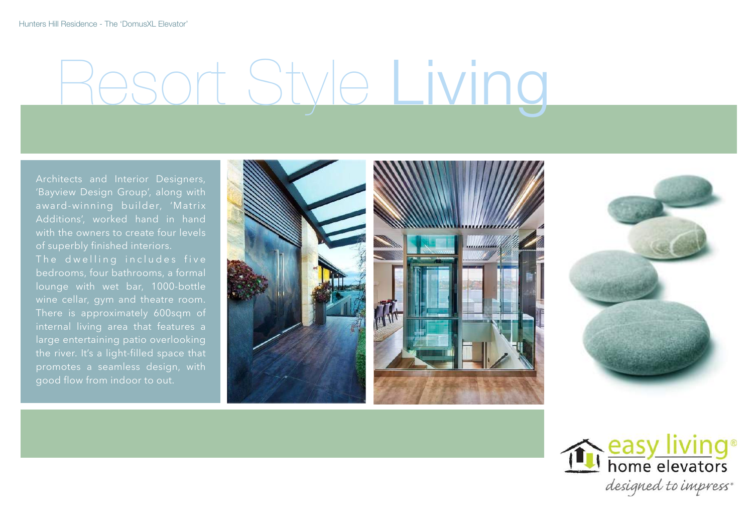# Resort Style Living

Architects and Interior Designers, 'Bayview Design Group', along with award-winning builder, 'Matrix Additions', worked hand in hand with the owners to create four levels of superbly finished interiors.

The dwelling includes five bedrooms, four bathrooms, a formal lounge with wet bar, 1000-bottle wine cellar, gym and theatre room. There is approximately 600sqm of internal living area that features a large entertaining patio overlooking the river. It's a light-filled space that promotes a seamless design, with good flow from indoor to out.

easy living® home elevators

*designed to impress®*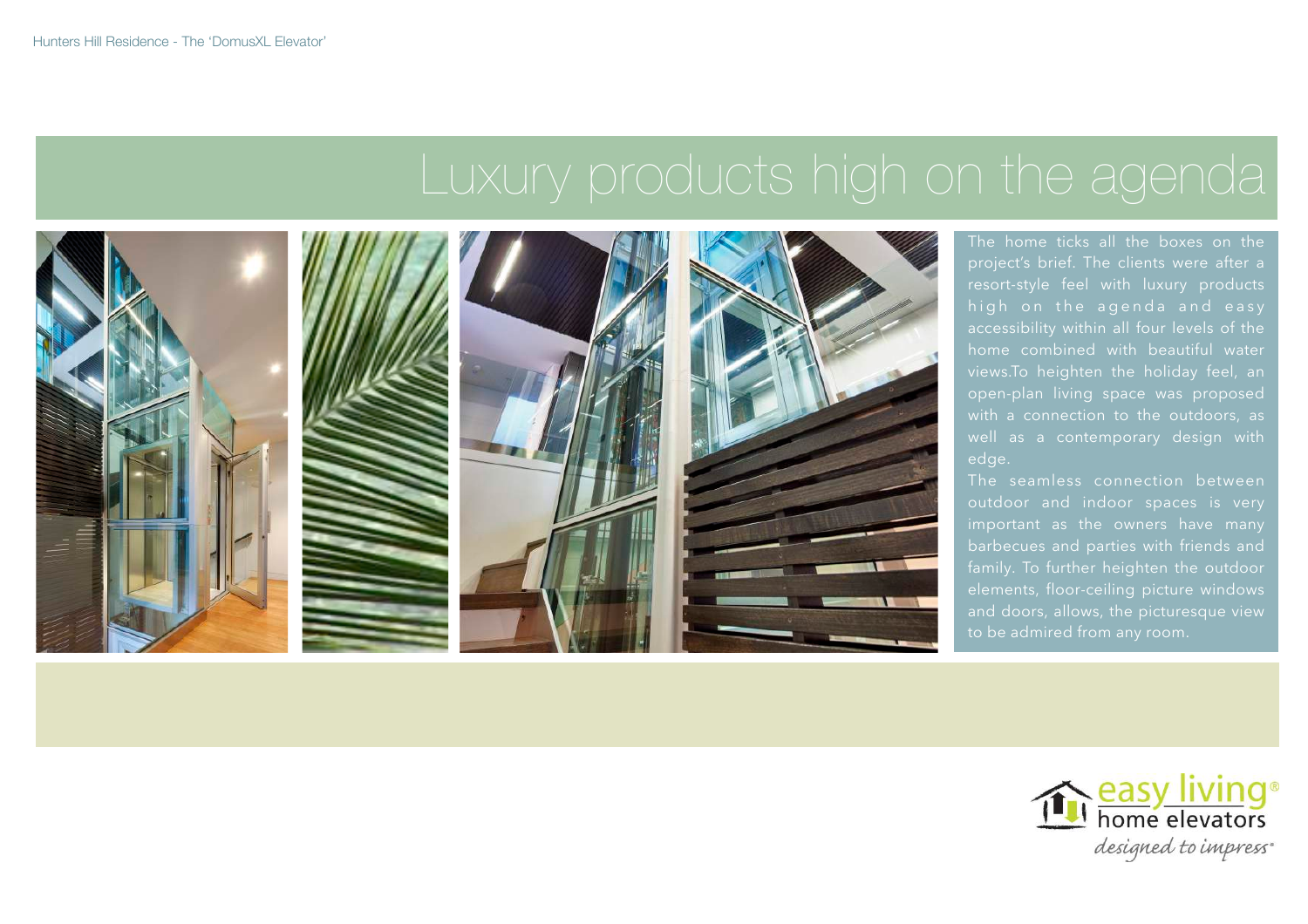# Luxury products high on the agenda

The home ticks all the boxes on the project's brief. The clients were after a resort-style feel with luxury products high on the agenda and easy accessibility within all four levels of the home combined with beautiful water views.To heighten the holiday feel, an open-plan living space was proposed with a connection to the outdoors, as well as a contemporary design with edge.

The seamless connection between outdoor and indoor spaces is very important as the owners have many barbecues and parties with friends and family. To further heighten the outdoor elements, floor-ceiling picture windows and doors, allows, the picturesque view to be admired from any room.

easy living® home elevators

*designed to impress®*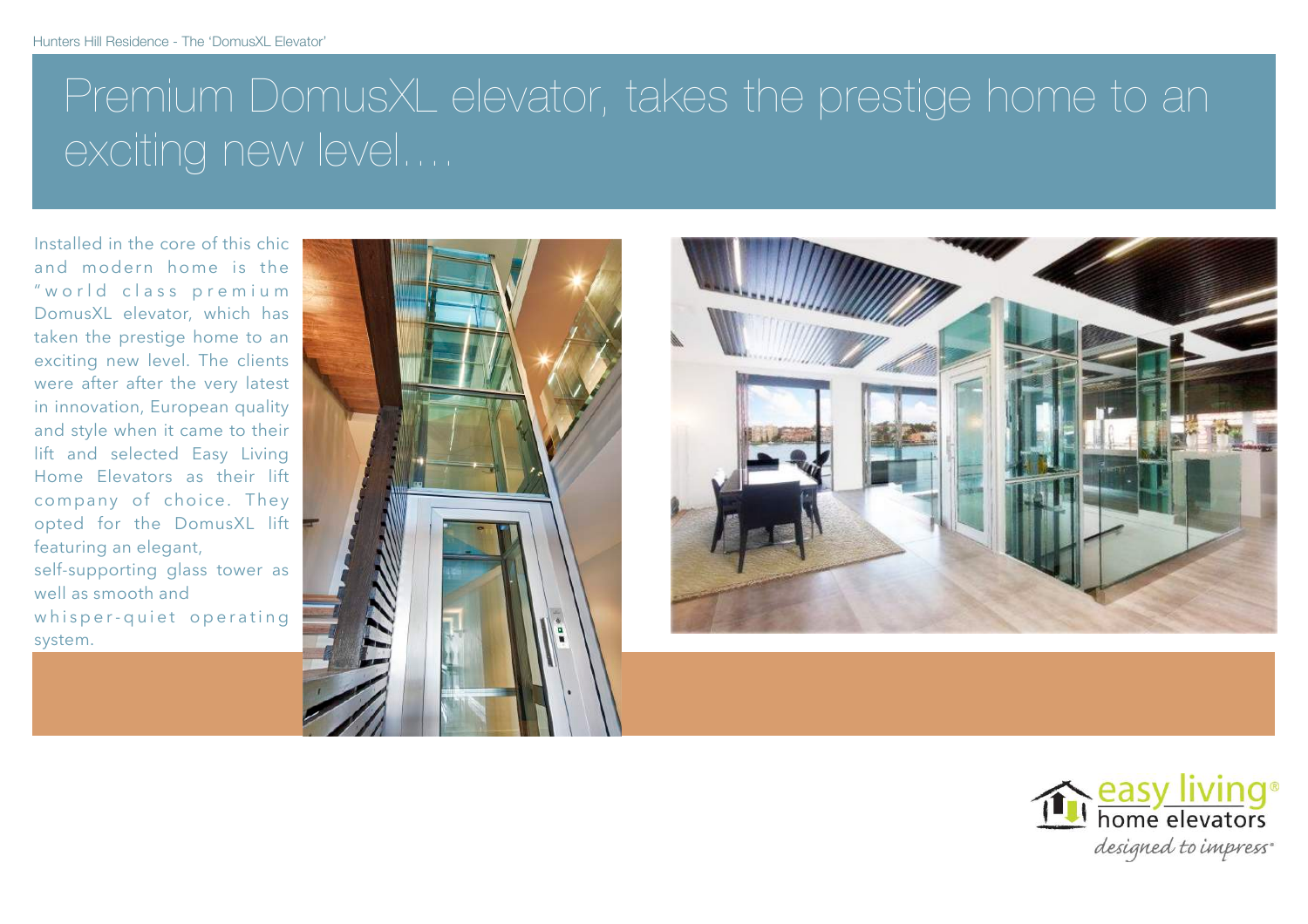# Premium DomusXL elevator, takes the prestige home to an exciting new level....

Installed in the core of this chic and modern home is the "world class premium DomusXL elevator, which has taken the prestige home to an exciting new level. The clients were after after the very latest in innovation, European quality and style when it came to their lift and selected Easy Living Home Elevators as their lift company of choice. They opted for the DomusXL lift featuring an elegant, self-supporting glass tower as well as smooth and whisper-quiet operating system.

easy living® home elevators

*designed to impress®*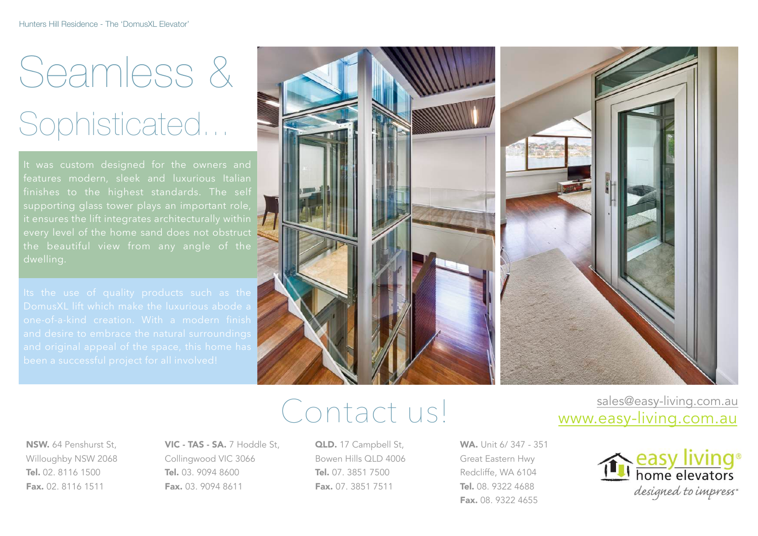Hunters Hill Residence - The 'DomusXL Elevator'

# Seamless & Sophisticated...

It was custom designed for the owners and features modern, sleek and luxurious Italian finishes to the highest standards. The self supporting glass tower plays an important role, it ensures the lift integrates architecturally within every level of the home sand does not obstruct the beautiful view from any angle of the dwelling.

Its the use of quality products such as the DomusXL lift which make the luxurious abode a one-of-a-kind creation. With a modern finish and desire to embrace the natural surroundings and original appeal of the space, this home has been a successful project for all involved!

# Contact us!

sales@easy-living.com.au
www.easy-living.com.au

**NSW.** 64 Penshurst St,
Willoughby NSW 2068
**Tel.** 02. 8116 1500
**Fax.** 02. 8116 1511

**VIC - TAS - SA.** 7 Hoddle St,
Collingwood VIC 3066
**Tel.** 03. 9094 8600
**Fax.** 03. 9094 8611

**QLD.** 17 Campbell St,
Bowen Hills QLD 4006
**Tel.** 07. 3851 7500
**Fax.** 07. 3851 7511

**WA.** Unit 6/ 347 - 351
Great Eastern Hwy
Redcliffe, WA 6104
**Tel.** 08. 9322 4688
**Fax.** 08. 9322 4655

easy living® home elevators
*designed to impress*